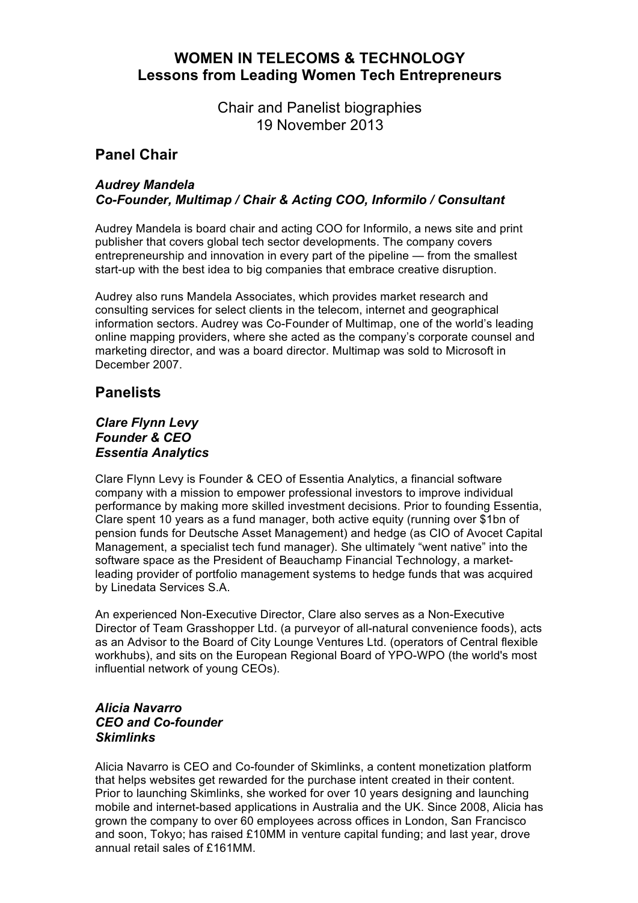# WOMEN IN TELECOMS & TECHNOLOGY
## Lessons from Leading Women Tech Entrepreneurs

Chair and Panelist biographies
19 November 2013

## Panel Chair

### *Audrey Mandela*
### *Co-Founder, Multimap / Chair & Acting COO, Informilo / Consultant*

Audrey Mandela is board chair and acting COO for Informilo, a news site and print publisher that covers global tech sector developments. The company covers entrepreneurship and innovation in every part of the pipeline — from the smallest start-up with the best idea to big companies that embrace creative disruption.

Audrey also runs Mandela Associates, which provides market research and consulting services for select clients in the telecom, internet and geographical information sectors. Audrey was Co-Founder of Multimap, one of the world's leading online mapping providers, where she acted as the company's corporate counsel and marketing director, and was a board director. Multimap was sold to Microsoft in December 2007.

## Panelists

### *Clare Flynn Levy*
### *Founder & CEO*
### *Essentia Analytics*

Clare Flynn Levy is Founder & CEO of Essentia Analytics, a financial software company with a mission to empower professional investors to improve individual performance by making more skilled investment decisions. Prior to founding Essentia, Clare spent 10 years as a fund manager, both active equity (running over $1bn of pension funds for Deutsche Asset Management) and hedge (as CIO of Avocet Capital Management, a specialist tech fund manager). She ultimately "went native" into the software space as the President of Beauchamp Financial Technology, a market-leading provider of portfolio management systems to hedge funds that was acquired by Linedata Services S.A.

An experienced Non-Executive Director, Clare also serves as a Non-Executive Director of Team Grasshopper Ltd. (a purveyor of all-natural convenience foods), acts as an Advisor to the Board of City Lounge Ventures Ltd. (operators of Central flexible workhubs), and sits on the European Regional Board of YPO-WPO (the world's most influential network of young CEOs).

### *Alicia Navarro*
### *CEO and Co-founder*
### *Skimlinks*

Alicia Navarro is CEO and Co-founder of Skimlinks, a content monetization platform that helps websites get rewarded for the purchase intent created in their content. Prior to launching Skimlinks, she worked for over 10 years designing and launching mobile and internet-based applications in Australia and the UK. Since 2008, Alicia has grown the company to over 60 employees across offices in London, San Francisco and soon, Tokyo; has raised £10MM in venture capital funding; and last year, drove annual retail sales of £161MM.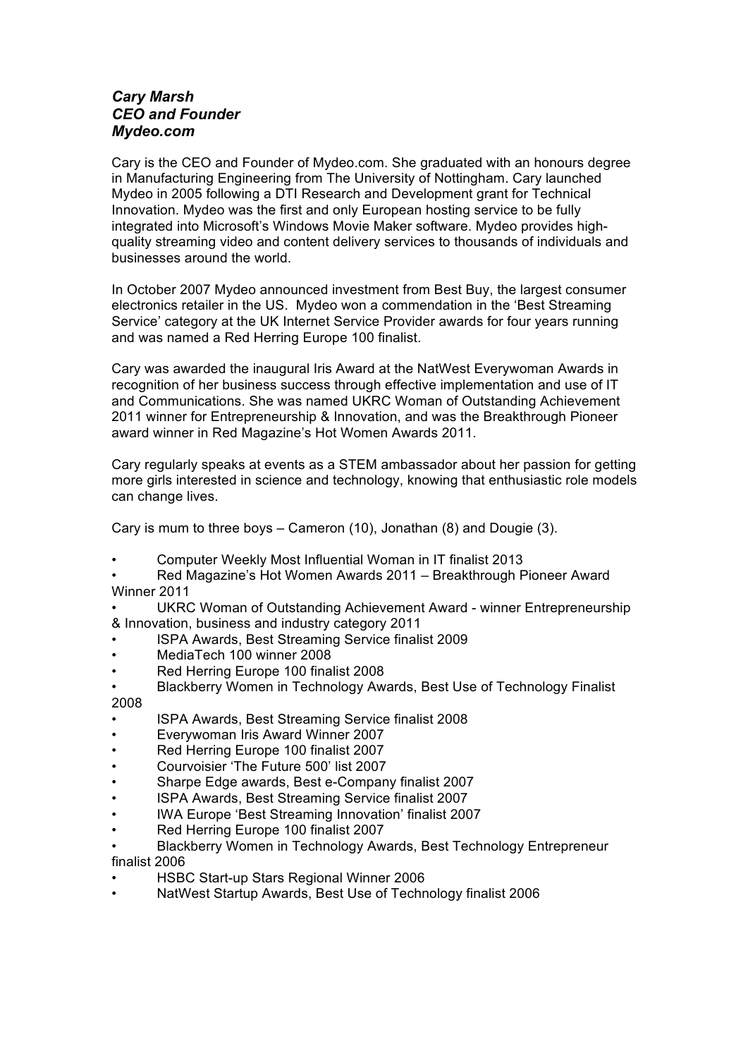***Cary Marsh***
***CEO and Founder***
***Mydeo.com***

Cary is the CEO and Founder of Mydeo.com. She graduated with an honours degree in Manufacturing Engineering from The University of Nottingham. Cary launched Mydeo in 2005 following a DTI Research and Development grant for Technical Innovation. Mydeo was the first and only European hosting service to be fully integrated into Microsoft's Windows Movie Maker software. Mydeo provides high-quality streaming video and content delivery services to thousands of individuals and businesses around the world.

In October 2007 Mydeo announced investment from Best Buy, the largest consumer electronics retailer in the US. Mydeo won a commendation in the 'Best Streaming Service' category at the UK Internet Service Provider awards for four years running and was named a Red Herring Europe 100 finalist.

Cary was awarded the inaugural Iris Award at the NatWest Everywoman Awards in recognition of her business success through effective implementation and use of IT and Communications. She was named UKRC Woman of Outstanding Achievement 2011 winner for Entrepreneurship & Innovation, and was the Breakthrough Pioneer award winner in Red Magazine's Hot Women Awards 2011.

Cary regularly speaks at events as a STEM ambassador about her passion for getting more girls interested in science and technology, knowing that enthusiastic role models can change lives.

Cary is mum to three boys – Cameron (10), Jonathan (8) and Dougie (3).

- Computer Weekly Most Influential Woman in IT finalist 2013
- Red Magazine's Hot Women Awards 2011 – Breakthrough Pioneer Award Winner 2011
- UKRC Woman of Outstanding Achievement Award - winner Entrepreneurship & Innovation, business and industry category 2011
- ISPA Awards, Best Streaming Service finalist 2009
- MediaTech 100 winner 2008
- Red Herring Europe 100 finalist 2008
- Blackberry Women in Technology Awards, Best Use of Technology Finalist 2008
- ISPA Awards, Best Streaming Service finalist 2008
- Everywoman Iris Award Winner 2007
- Red Herring Europe 100 finalist 2007
- Courvoisier 'The Future 500' list 2007
- Sharpe Edge awards, Best e-Company finalist 2007
- ISPA Awards, Best Streaming Service finalist 2007
- IWA Europe 'Best Streaming Innovation' finalist 2007
- Red Herring Europe 100 finalist 2007
- Blackberry Women in Technology Awards, Best Technology Entrepreneur finalist 2006
- HSBC Start-up Stars Regional Winner 2006
- NatWest Startup Awards, Best Use of Technology finalist 2006